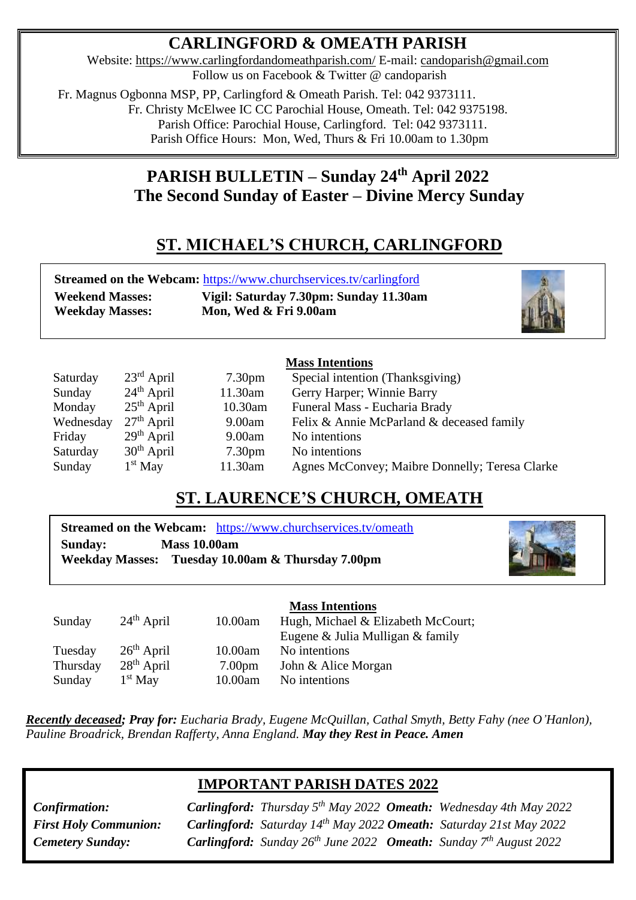# CARLINGFORD & OMEATH PARISH

Website: https://www.carlingfordandomeathparish.com/ E-mail: candoparish@gmail.com
Follow us on Facebook & Twitter @ candoparish

Fr. Magnus Ogbonna MSP, PP, Carlingford & Omeath Parish. Tel: 042 9373111.
Fr. Christy McElwee IC CC Parochial House, Omeath. Tel: 042 9375198.
Parish Office: Parochial House, Carlingford. Tel: 042 9373111.
Parish Office Hours: Mon, Wed, Thurs & Fri 10.00am to 1.30pm

## PARISH BULLETIN – Sunday 24th April 2022
## The Second Sunday of Easter – Divine Mercy Sunday

## ST. MICHAEL'S CHURCH, CARLINGFORD

**Streamed on the Webcam:** https://www.churchservices.tv/carlingford
**Weekend Masses:** **Vigil: Saturday 7.30pm: Sunday 11.30am**
**Weekday Masses:** **Mon, Wed & Fri 9.00am**

| | | | Mass Intentions |
|---|---|---|---|
| Saturday | 23rd April | 7.30pm | Special intention (Thanksgiving) |
| Sunday | 24th April | 11.30am | Gerry Harper; Winnie Barry |
| Monday | 25th April | 10.30am | Funeral Mass - Eucharia Brady |
| Wednesday | 27th April | 9.00am | Felix & Annie McParland & deceased family |
| Friday | 29th April | 9.00am | No intentions |
| Saturday | 30th April | 7.30pm | No intentions |
| Sunday | 1st May | 11.30am | Agnes McConvey; Maibre Donnelly; Teresa Clarke |

## ST. LAURENCE'S CHURCH, OMEATH

**Streamed on the Webcam:** https://www.churchservices.tv/omeath
**Sunday:** **Mass 10.00am**
**Weekday Masses:** **Tuesday 10.00am & Thursday 7.00pm**

| | | | Mass Intentions |
|---|---|---|---|
| Sunday | 24th April | 10.00am | Hugh, Michael & Elizabeth McCourt; Eugene & Julia Mulligan & family |
| Tuesday | 26th April | 10.00am | No intentions |
| Thursday | 28th April | 7.00pm | John & Alice Morgan |
| Sunday | 1st May | 10.00am | No intentions |

***Recently deceased; Pray for:*** *Eucharia Brady, Eugene McQuillan, Cathal Smyth, Betty Fahy (nee O'Hanlon), Pauline Broadrick, Brendan Rafferty, Anna England.* ***May they Rest in Peace. Amen***

## IMPORTANT PARISH DATES 2022

| | | |
|---|---|---|
| ***Confirmation:*** | ***Carlingford:*** *Thursday 5th May 2022* | ***Omeath:*** *Wednesday 4th May 2022* |
| ***First Holy Communion:*** | ***Carlingford:*** *Saturday 14th May 2022* | ***Omeath:*** *Saturday 21st May 2022* |
| ***Cemetery Sunday:*** | ***Carlingford:*** *Sunday 26th June 2022* | ***Omeath:*** *Sunday 7th August 2022* |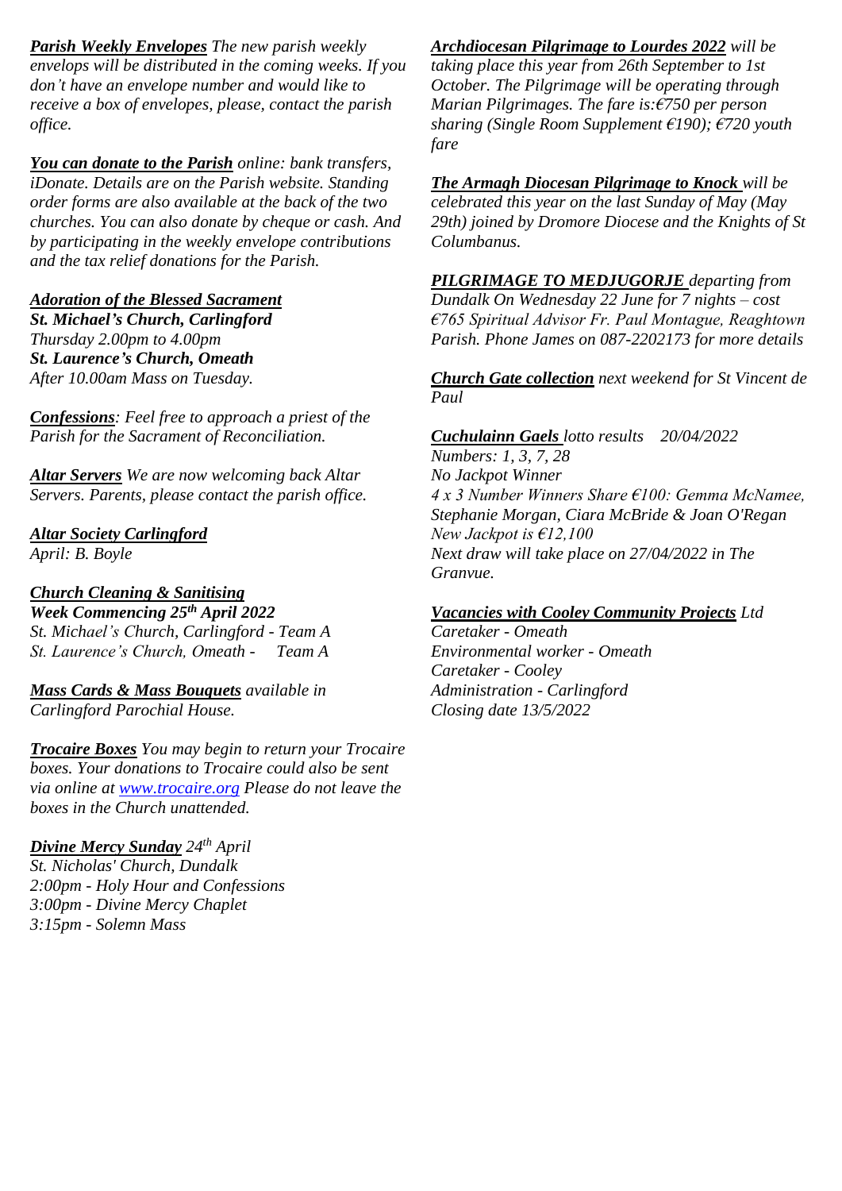***Parish Weekly Envelopes*** *The new parish weekly envelops will be distributed in the coming weeks. If you don't have an envelope number and would like to receive a box of envelopes, please, contact the parish office.*

***You can donate to the Parish*** *online: bank transfers, iDonate. Details are on the Parish website. Standing order forms are also available at the back of the two churches. You can also donate by cheque or cash. And by participating in the weekly envelope contributions and the tax relief donations for the Parish.*

***Adoration of the Blessed Sacrament***
***St. Michael's Church, Carlingford***
*Thursday 2.00pm to 4.00pm*
***St. Laurence's Church, Omeath***
*After 10.00am Mass on Tuesday.*

***Confessions****: Feel free to approach a priest of the Parish for the Sacrament of Reconciliation.*

***Altar Servers*** *We are now welcoming back Altar Servers. Parents, please contact the parish office.*

***Altar Society Carlingford***
*April: B. Boyle*

***Church Cleaning & Sanitising***
***Week Commencing 25th April 2022***
*St. Michael's Church, Carlingford - Team A*
*St. Laurence's Church, Omeath - Team A*

***Mass Cards & Mass Bouquets*** *available in Carlingford Parochial House.*

***Trocaire Boxes*** *You may begin to return your Trocaire boxes. Your donations to Trocaire could also be sent via online at [www.trocaire.org](http://www.trocaire.org) Please do not leave the boxes in the Church unattended.*

***Divine Mercy Sunday*** *24th April*
*St. Nicholas' Church, Dundalk*
*2:00pm - Holy Hour and Confessions*
*3:00pm - Divine Mercy Chaplet*
*3:15pm - Solemn Mass*

***Archdiocesan Pilgrimage to Lourdes 2022*** *will be taking place this year from 26th September to 1st October. The Pilgrimage will be operating through Marian Pilgrimages. The fare is:€750 per person sharing (Single Room Supplement €190); €720 youth fare*

***The Armagh Diocesan Pilgrimage to Knock*** *will be celebrated this year on the last Sunday of May (May 29th) joined by Dromore Diocese and the Knights of St Columbanus.*

***PILGRIMAGE TO MEDJUGORJE*** *departing from Dundalk On Wednesday 22 June for 7 nights – cost €765 Spiritual Advisor Fr. Paul Montague, Reaghtown Parish. Phone James on 087-2202173 for more details*

***Church Gate collection*** *next weekend for St Vincent de Paul*

***Cuchulainn Gaels*** *lotto results 20/04/2022*
*Numbers: 1, 3, 7, 28*
*No Jackpot Winner*
*4 x 3 Number Winners Share €100: Gemma McNamee, Stephanie Morgan, Ciara McBride & Joan O'Regan*
*New Jackpot is €12,100*
*Next draw will take place on 27/04/2022 in The Granvue.*

***Vacancies with Cooley Community Projects*** *Ltd*
*Caretaker - Omeath*
*Environmental worker - Omeath*
*Caretaker - Cooley*
*Administration - Carlingford*
*Closing date 13/5/2022*